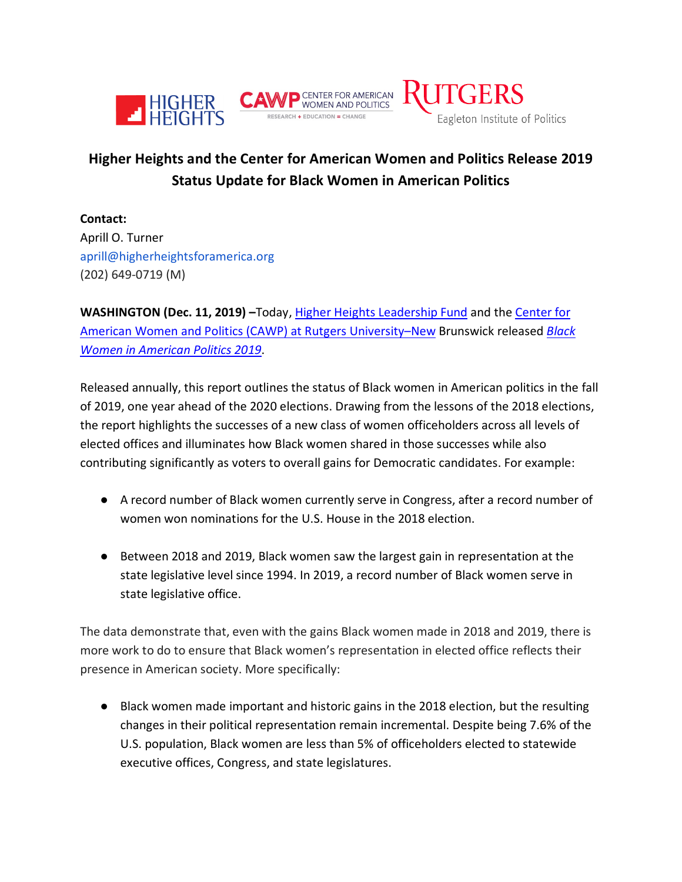HIGHER HEIGHTS | CAWP CENTER FOR AMERICAN WOMEN AND POLITICS RESEARCH + EDUCATION = CHANGE | RUTGERS Eagleton Institute of Politics

# Higher Heights and the Center for American Women and Politics Release 2019 Status Update for Black Women in American Politics

**Contact:**
Aprill O. Turner
aprill@higherheightsforamerica.org
(202) 649-0719 (M)

**WASHINGTON (Dec. 11, 2019) –**Today, [Higher Heights Leadership Fund]() and the [Center for American Women and Politics (CAWP) at Rutgers University–New]() Brunswick released [*Black Women in American Politics 2019*]().

Released annually, this report outlines the status of Black women in American politics in the fall of 2019, one year ahead of the 2020 elections. Drawing from the lessons of the 2018 elections, the report highlights the successes of a new class of women officeholders across all levels of elected offices and illuminates how Black women shared in those successes while also contributing significantly as voters to overall gains for Democratic candidates. For example:

- A record number of Black women currently serve in Congress, after a record number of women won nominations for the U.S. House in the 2018 election.
- Between 2018 and 2019, Black women saw the largest gain in representation at the state legislative level since 1994. In 2019, a record number of Black women serve in state legislative office.

The data demonstrate that, even with the gains Black women made in 2018 and 2019, there is more work to do to ensure that Black women's representation in elected office reflects their presence in American society. More specifically:

- Black women made important and historic gains in the 2018 election, but the resulting changes in their political representation remain incremental. Despite being 7.6% of the U.S. population, Black women are less than 5% of officeholders elected to statewide executive offices, Congress, and state legislatures.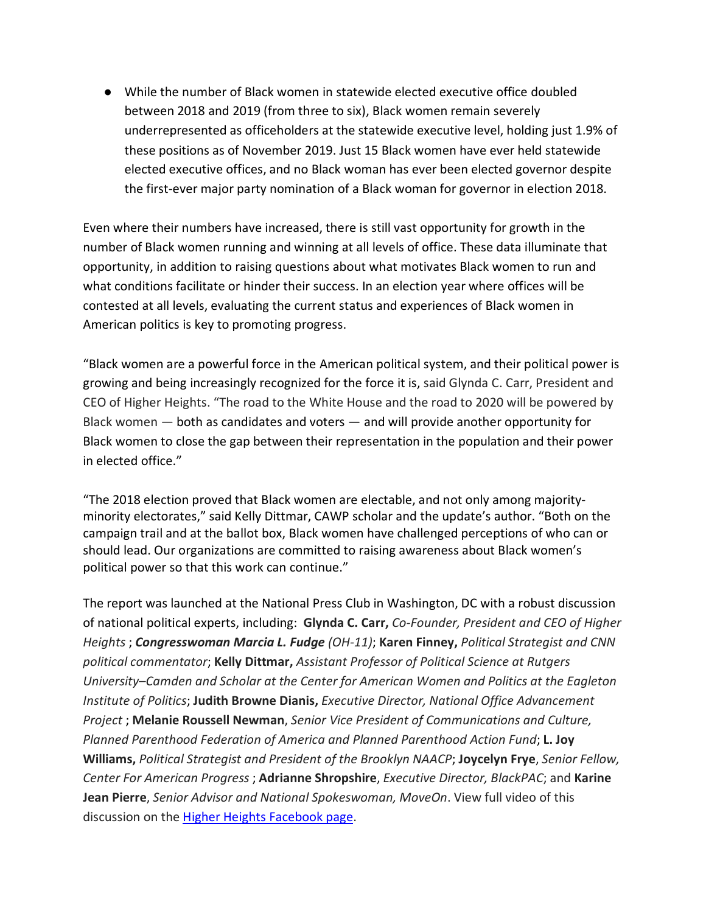- While the number of Black women in statewide elected executive office doubled between 2018 and 2019 (from three to six), Black women remain severely underrepresented as officeholders at the statewide executive level, holding just 1.9% of these positions as of November 2019. Just 15 Black women have ever held statewide elected executive offices, and no Black woman has ever been elected governor despite the first-ever major party nomination of a Black woman for governor in election 2018.

Even where their numbers have increased, there is still vast opportunity for growth in the number of Black women running and winning at all levels of office. These data illuminate that opportunity, in addition to raising questions about what motivates Black women to run and what conditions facilitate or hinder their success. In an election year where offices will be contested at all levels, evaluating the current status and experiences of Black women in American politics is key to promoting progress.

"Black women are a powerful force in the American political system, and their political power is growing and being increasingly recognized for the force it is, said Glynda C. Carr, President and CEO of Higher Heights. "The road to the White House and the road to 2020 will be powered by Black women — both as candidates and voters — and will provide another opportunity for Black women to close the gap between their representation in the population and their power in elected office."

"The 2018 election proved that Black women are electable, and not only among majority-minority electorates," said Kelly Dittmar, CAWP scholar and the update's author. "Both on the campaign trail and at the ballot box, Black women have challenged perceptions of who can or should lead. Our organizations are committed to raising awareness about Black women's political power so that this work can continue."

The report was launched at the National Press Club in Washington, DC with a robust discussion of national political experts, including: **Glynda C. Carr,** *Co-Founder, President and CEO of Higher Heights* ; ***Congresswoman Marcia L. Fudge*** *(OH-11)*; **Karen Finney,** *Political Strategist and CNN political commentator*; **Kelly Dittmar,** *Assistant Professor of Political Science at Rutgers University–Camden and Scholar at the Center for American Women and Politics at the Eagleton Institute of Politics*; **Judith Browne Dianis,** *Executive Director, National Office Advancement Project* ; **Melanie Roussell Newman**, *Senior Vice President of Communications and Culture, Planned Parenthood Federation of America and Planned Parenthood Action Fund*; **L. Joy Williams,** *Political Strategist and President of the Brooklyn NAACP*; **Joycelyn Frye**, *Senior Fellow, Center For American Progress* ; **Adrianne Shropshire**, *Executive Director, BlackPAC*; and **Karine Jean Pierre**, *Senior Advisor and National Spokeswoman, MoveOn*. View full video of this discussion on the Higher Heights Facebook page.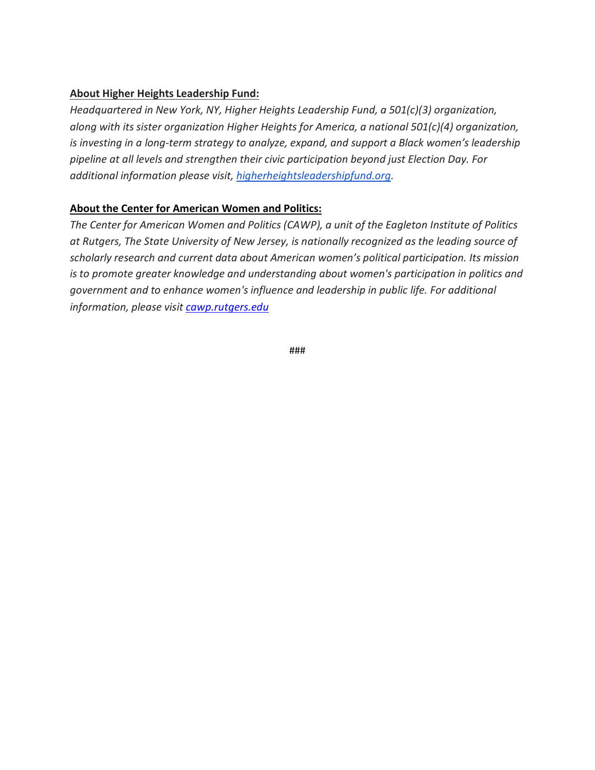**About Higher Heights Leadership Fund:**

*Headquartered in New York, NY, Higher Heights Leadership Fund, a 501(c)(3) organization, along with its sister organization Higher Heights for America, a national 501(c)(4) organization, is investing in a long-term strategy to analyze, expand, and support a Black women's leadership pipeline at all levels and strengthen their civic participation beyond just Election Day. For additional information please visit, [higherheightsleadershipfund.org](higherheightsleadershipfund.org).*

**About the Center for American Women and Politics:**

*The Center for American Women and Politics (CAWP), a unit of the Eagleton Institute of Politics at Rutgers, The State University of New Jersey, is nationally recognized as the leading source of scholarly research and current data about American women's political participation. Its mission is to promote greater knowledge and understanding about women's participation in politics and government and to enhance women's influence and leadership in public life. For additional information, please visit [cawp.rutgers.edu](cawp.rutgers.edu)*

###